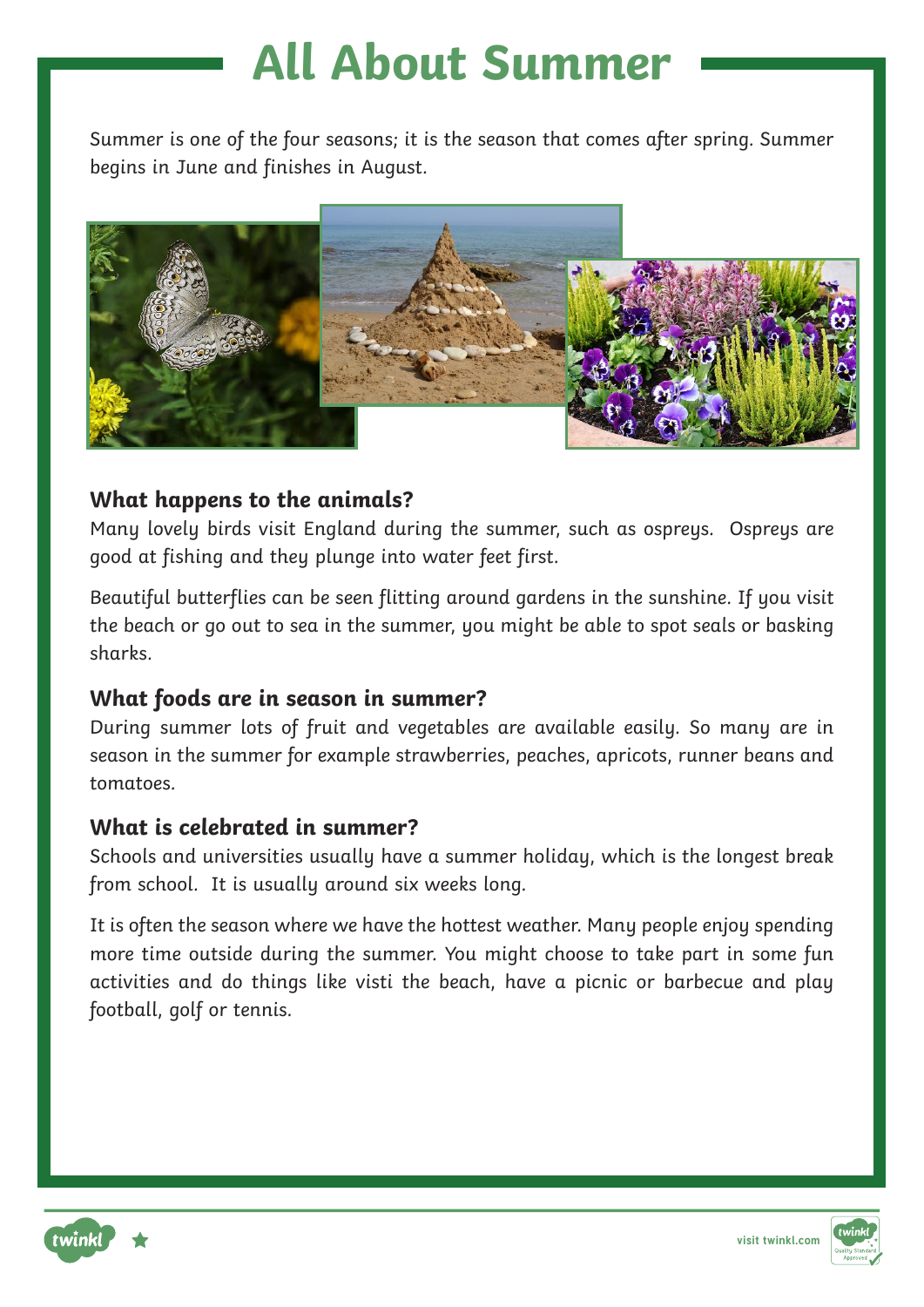# All About Summer

Summer is one of the four seasons; it is the season that comes after spring. Summer begins in June and finishes in August.

### What happens to the animals?

Many lovely birds visit England during the summer, such as ospreys. Ospreys are good at fishing and they plunge into water feet first.

Beautiful butterflies can be seen flitting around gardens in the sunshine. If you visit the beach or go out to sea in the summer, you might be able to spot seals or basking sharks.

### What foods are in season in summer?

During summer lots of fruit and vegetables are available easily. So many are in season in the summer for example strawberries, peaches, apricots, runner beans and tomatoes.

### What is celebrated in summer?

Schools and universities usually have a summer holiday, which is the longest break from school. It is usually around six weeks long.

It is often the season where we have the hottest weather. Many people enjoy spending more time outside during the summer. You might choose to take part in some fun activities and do things like visti the beach, have a picnic or barbecue and play football, golf or tennis.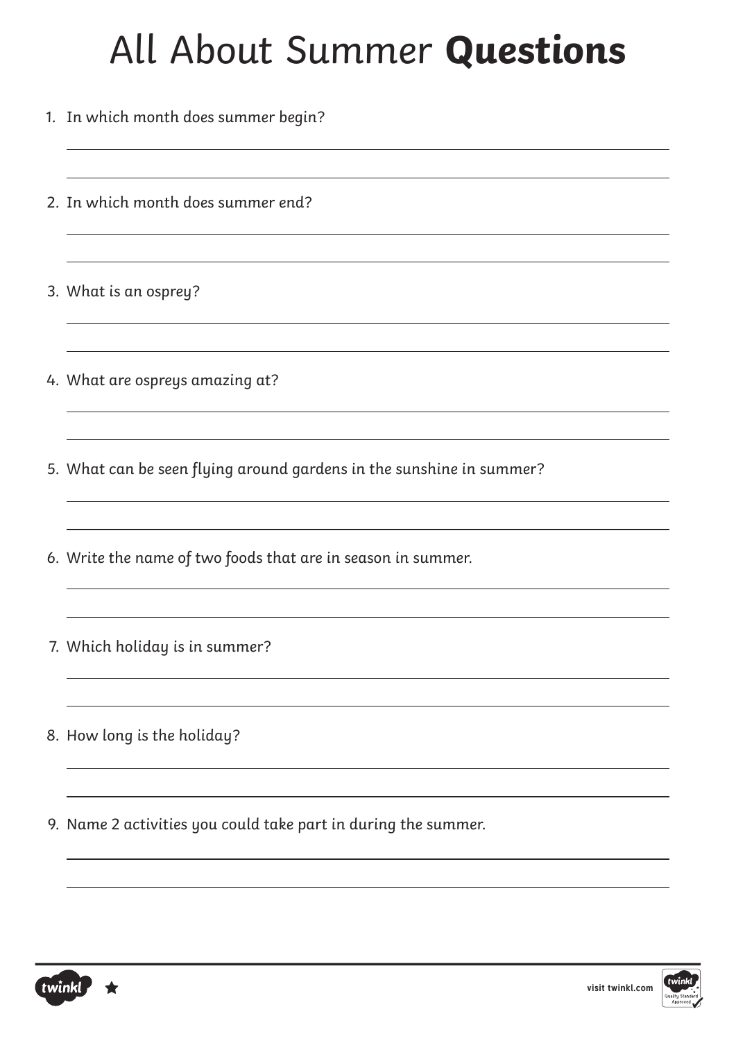# All About Summer **Questions**

1. In which month does summer begin?

2. In which month does summer end?

3. What is an osprey?

4. What are ospreys amazing at?

5. What can be seen flying around gardens in the sunshine in summer?

6. Write the name of two foods that are in season in summer.

7. Which holiday is in summer?

8. How long is the holiday?

9. Name 2 activities you could take part in during the summer.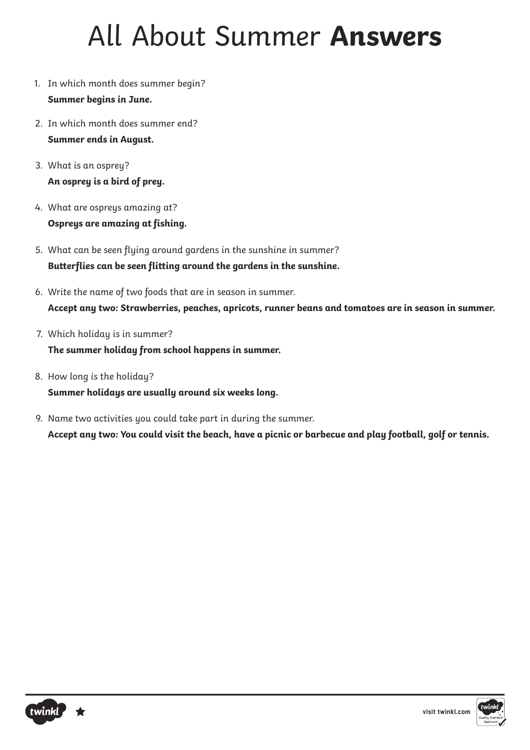# All About Summer **Answers**

1. In which month does summer begin?
   **Summer begins in June.**
2. In which month does summer end?
   **Summer ends in August.**
3. What is an osprey?
   **An osprey is a bird of prey.**
4. What are ospreys amazing at?
   **Ospreys are amazing at fishing.**
5. What can be seen flying around gardens in the sunshine in summer?
   **Butterflies can be seen flitting around the gardens in the sunshine.**
6. Write the name of two foods that are in season in summer.
   **Accept any two: Strawberries, peaches, apricots, runner beans and tomatoes are in season in summer.**
7. Which holiday is in summer?
   **The summer holiday from school happens in summer.**
8. How long is the holiday?
   **Summer holidays are usually around six weeks long.**
9. Name two activities you could take part in during the summer.
   **Accept any two: You could visit the beach, have a picnic or barbecue and play football, golf or tennis.**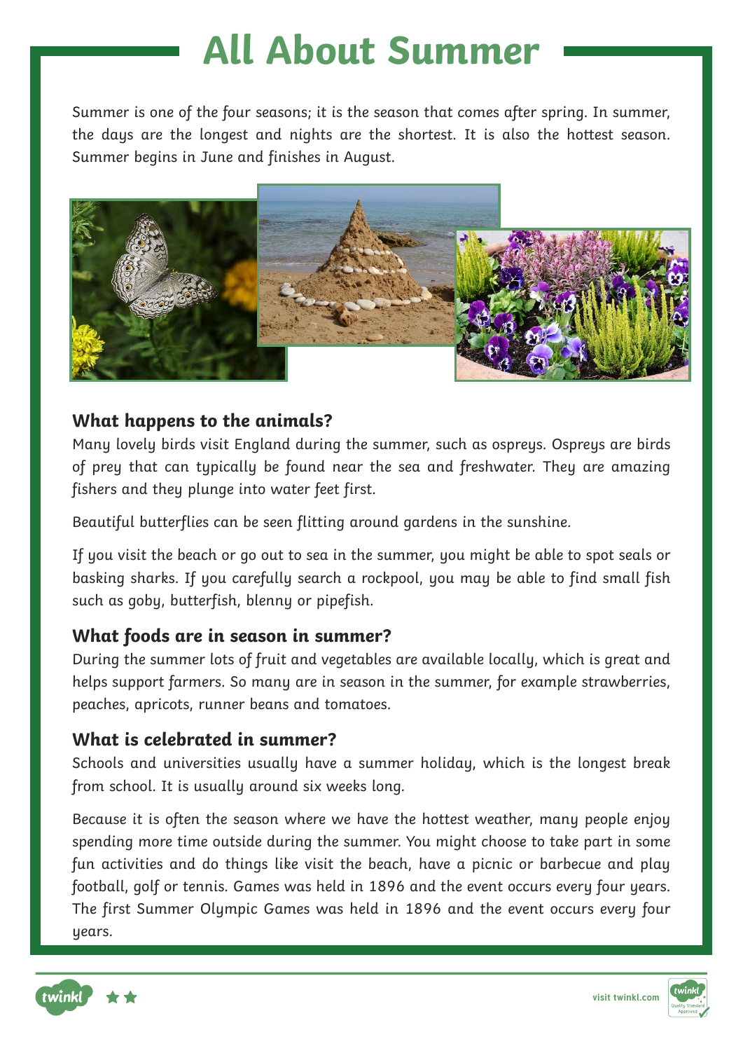# All About Summer

Summer is one of the four seasons; it is the season that comes after spring. In summer, the days are the longest and nights are the shortest. It is also the hottest season. Summer begins in June and finishes in August.

### What happens to the animals?

Many lovely birds visit England during the summer, such as ospreys. Ospreys are birds of prey that can typically be found near the sea and freshwater. They are amazing fishers and they plunge into water feet first.

Beautiful butterflies can be seen flitting around gardens in the sunshine.

If you visit the beach or go out to sea in the summer, you might be able to spot seals or basking sharks. If you carefully search a rockpool, you may be able to find small fish such as goby, butterfish, blenny or pipefish.

### What foods are in season in summer?

During the summer lots of fruit and vegetables are available locally, which is great and helps support farmers. So many are in season in the summer, for example strawberries, peaches, apricots, runner beans and tomatoes.

### What is celebrated in summer?

Schools and universities usually have a summer holiday, which is the longest break from school. It is usually around six weeks long.

Because it is often the season where we have the hottest weather, many people enjoy spending more time outside during the summer. You might choose to take part in some fun activities and do things like visit the beach, have a picnic or barbecue and play football, golf or tennis. Games was held in 1896 and the event occurs every four years. The first Summer Olympic Games was held in 1896 and the event occurs every four years.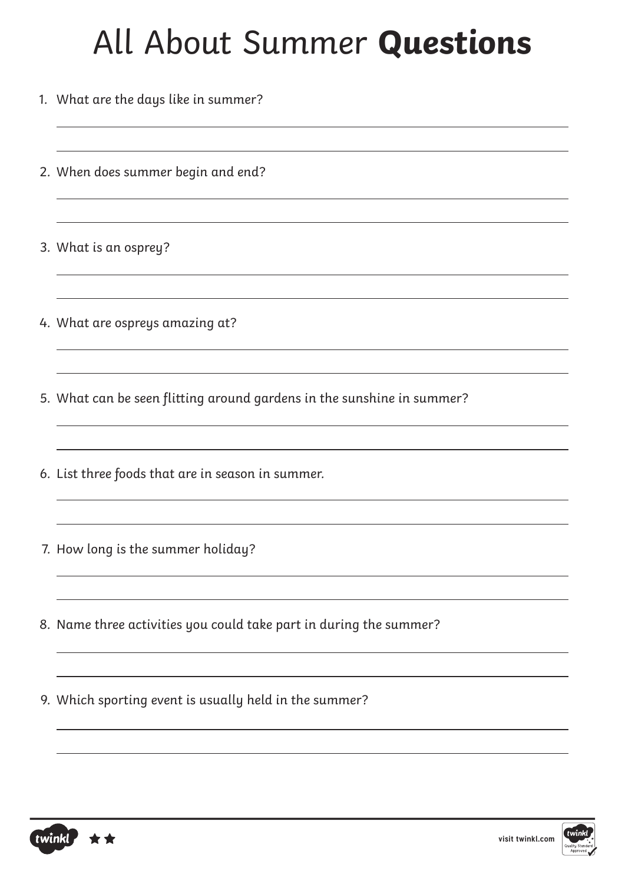# All About Summer **Questions**

1. What are the days like in summer?

2. When does summer begin and end?

3. What is an osprey?

4. What are ospreys amazing at?

5. What can be seen flitting around gardens in the sunshine in summer?

6. List three foods that are in season in summer.

7. How long is the summer holiday?

8. Name three activities you could take part in during the summer?

9. Which sporting event is usually held in the summer?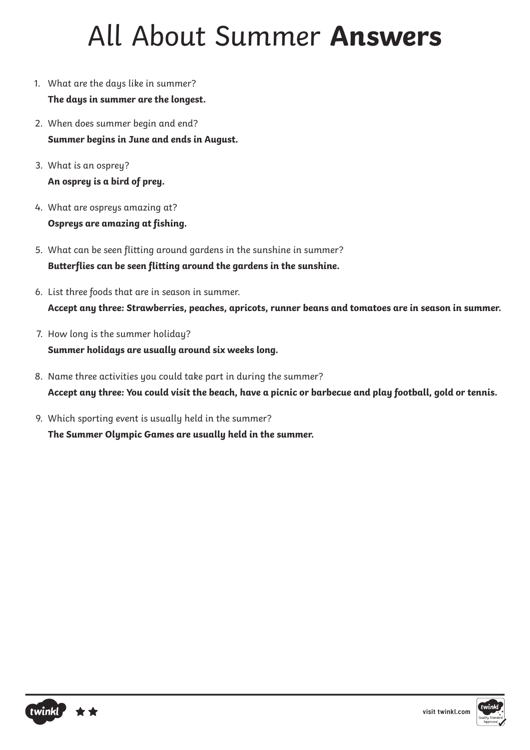# All About Summer **Answers**

1. What are the days like in summer?
   **The days in summer are the longest.**
2. When does summer begin and end?
   **Summer begins in June and ends in August.**
3. What is an osprey?
   **An osprey is a bird of prey.**
4. What are ospreys amazing at?
   **Ospreys are amazing at fishing.**
5. What can be seen flitting around gardens in the sunshine in summer?
   **Butterflies can be seen flitting around the gardens in the sunshine.**
6. List three foods that are in season in summer.
   **Accept any three: Strawberries, peaches, apricots, runner beans and tomatoes are in season in summer.**
7. How long is the summer holiday?
   **Summer holidays are usually around six weeks long.**
8. Name three activities you could take part in during the summer?
   **Accept any three: You could visit the beach, have a picnic or barbecue and play football, gold or tennis.**
9. Which sporting event is usually held in the summer?
   **The Summer Olympic Games are usually held in the summer.**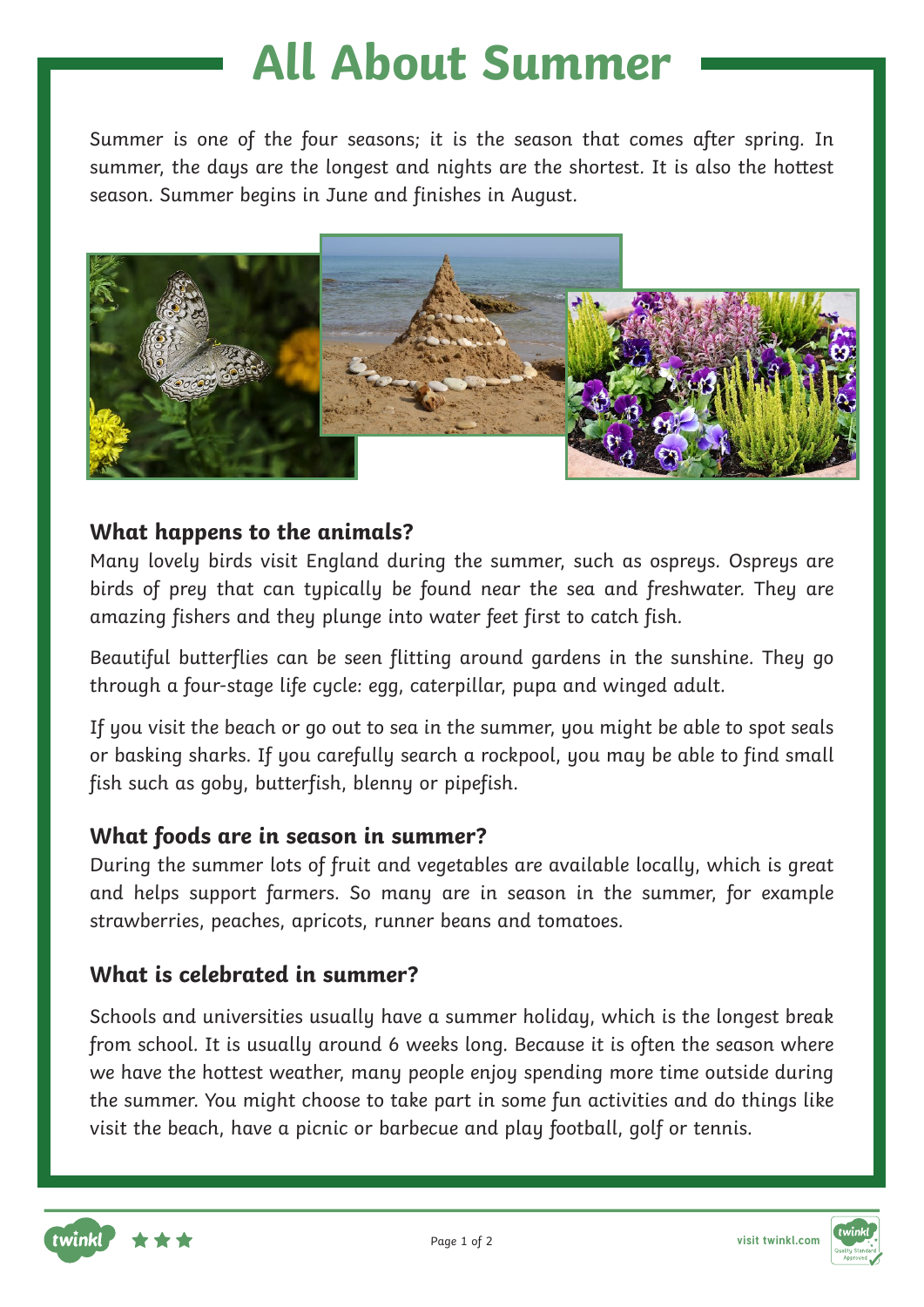# All About Summer

Summer is one of the four seasons; it is the season that comes after spring. In summer, the days are the longest and nights are the shortest. It is also the hottest season. Summer begins in June and finishes in August.

### What happens to the animals?

Many lovely birds visit England during the summer, such as ospreys. Ospreys are birds of prey that can typically be found near the sea and freshwater. They are amazing fishers and they plunge into water feet first to catch fish.

Beautiful butterflies can be seen flitting around gardens in the sunshine. They go through a four-stage life cycle: egg, caterpillar, pupa and winged adult.

If you visit the beach or go out to sea in the summer, you might be able to spot seals or basking sharks. If you carefully search a rockpool, you may be able to find small fish such as goby, butterfish, blenny or pipefish.

### What foods are in season in summer?

During the summer lots of fruit and vegetables are available locally, which is great and helps support farmers. So many are in season in the summer, for example strawberries, peaches, apricots, runner beans and tomatoes.

### What is celebrated in summer?

Schools and universities usually have a summer holiday, which is the longest break from school. It is usually around 6 weeks long. Because it is often the season where we have the hottest weather, many people enjoy spending more time outside during the summer. You might choose to take part in some fun activities and do things like visit the beach, have a picnic or barbecue and play football, golf or tennis.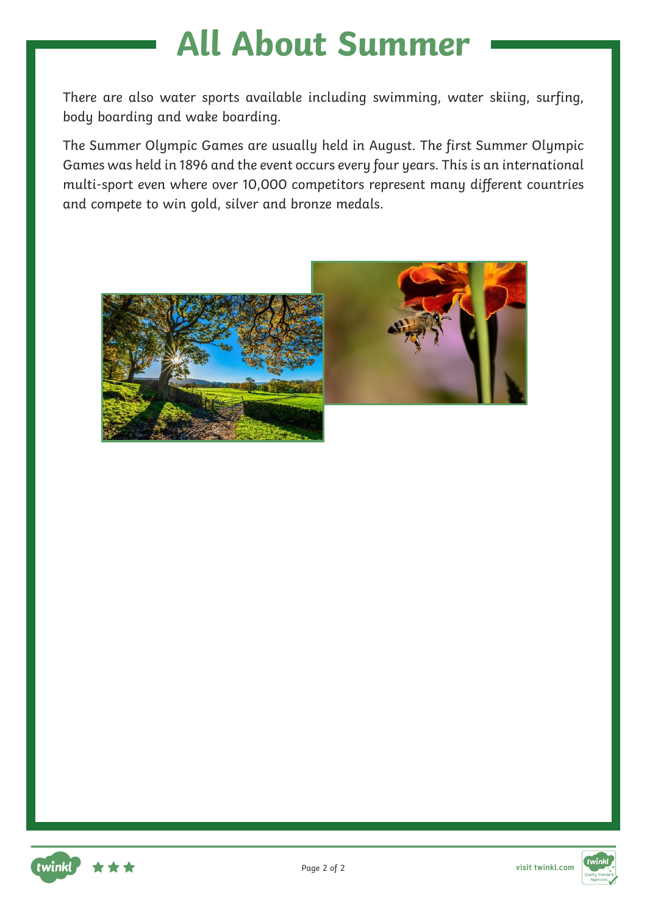# All About Summer

There are also water sports available including swimming, water skiing, surfing, body boarding and wake boarding.

The Summer Olympic Games are usually held in August. The first Summer Olympic Games was held in 1896 and the event occurs every four years. This is an international multi-sport even where over 10,000 competitors represent many different countries and compete to win gold, silver and bronze medals.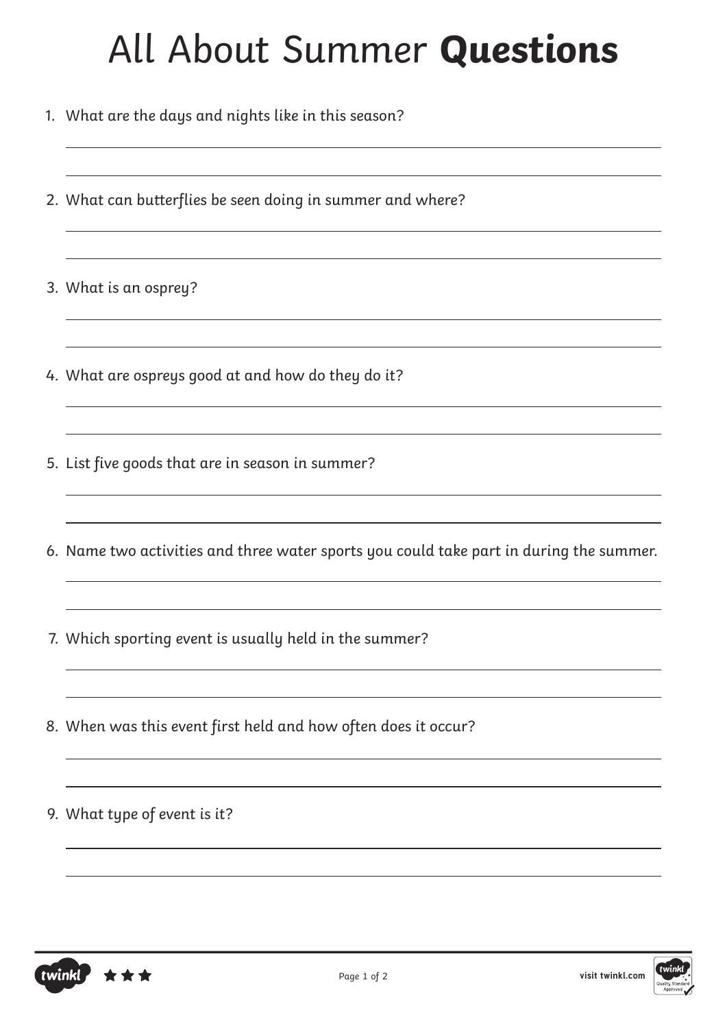# All About Summer **Questions**

1. What are the days and nights like in this season?

2. What can butterflies be seen doing in summer and where?

3. What is an osprey?

4. What are ospreys good at and how do they do it?

5. List five goods that are in season in summer?

6. Name two activities and three water sports you could take part in during the summer.

7. Which sporting event is usually held in the summer?

8. When was this event first held and how often does it occur?

9. What type of event is it?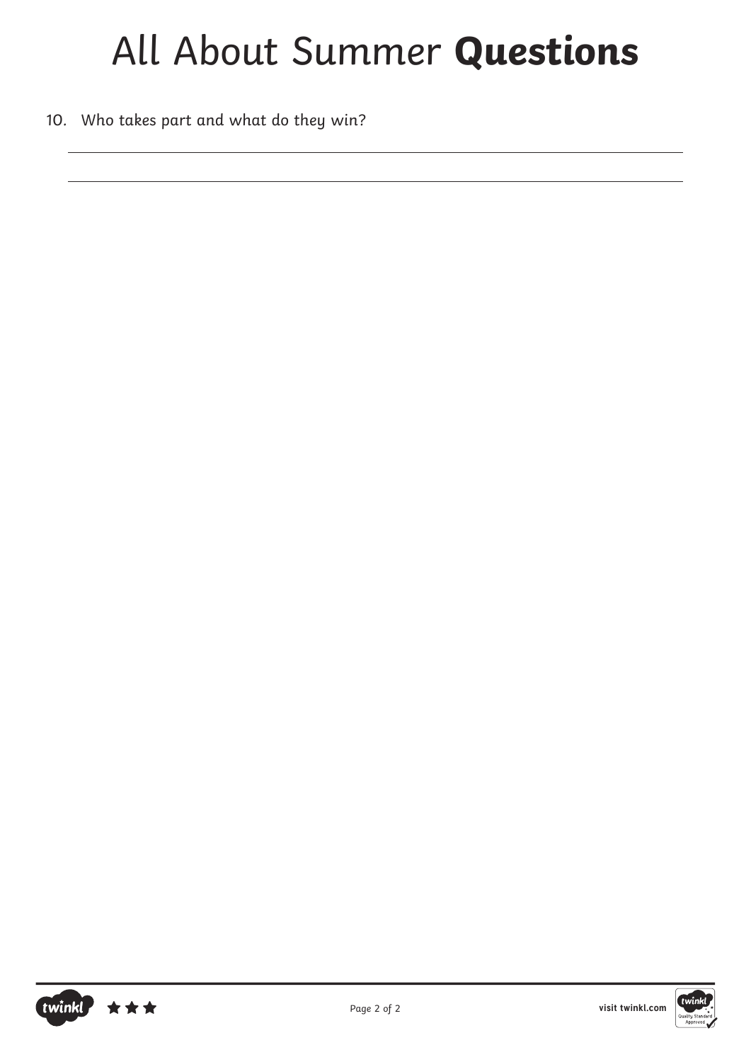# All About Summer **Questions**

10. Who takes part and what do they win?

______________________________________________________________________

______________________________________________________________________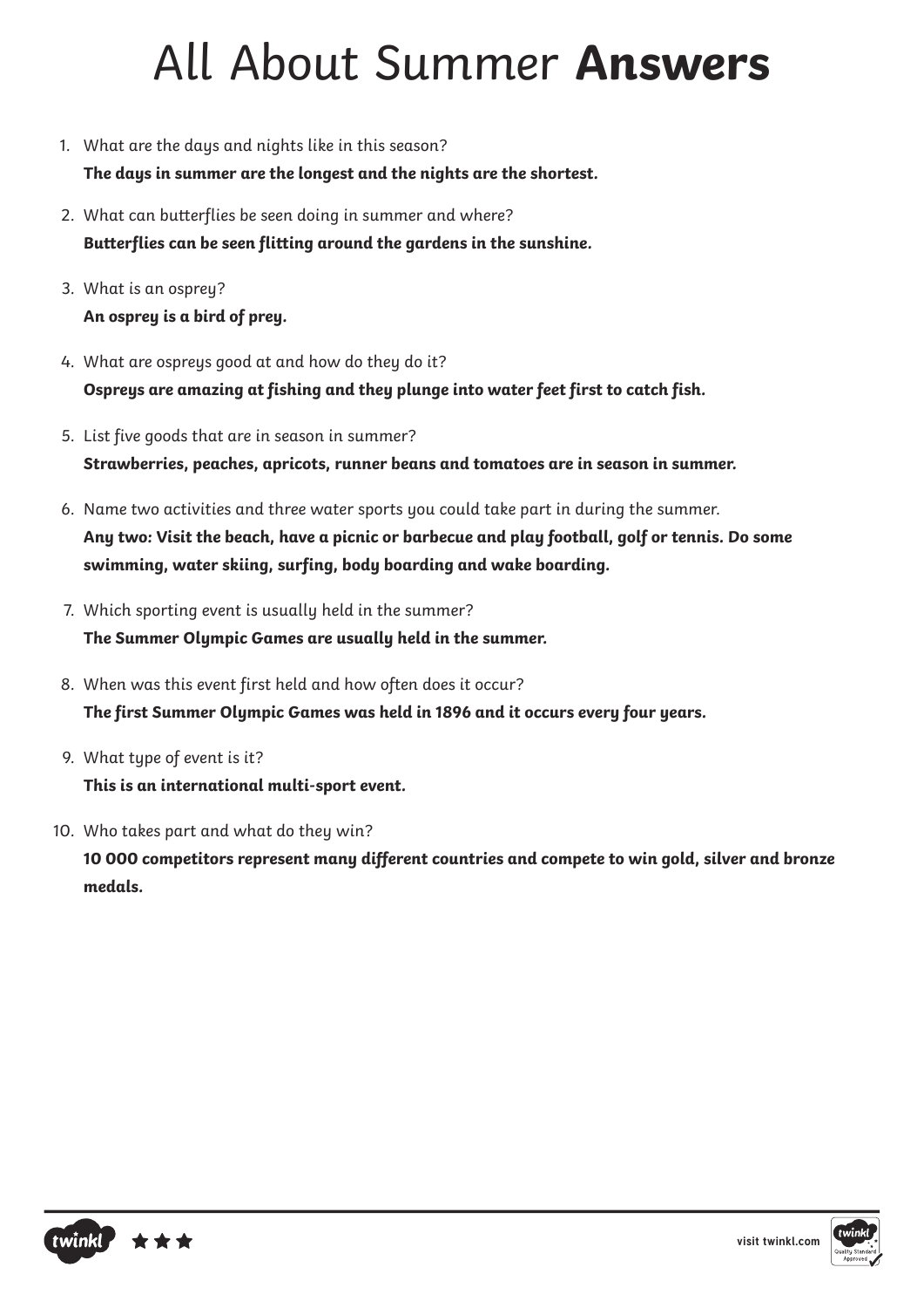# All About Summer **Answers**

1. What are the days and nights like in this season?
   **The days in summer are the longest and the nights are the shortest.**
2. What can butterflies be seen doing in summer and where?
   **Butterflies can be seen flitting around the gardens in the sunshine.**
3. What is an osprey?
   **An osprey is a bird of prey.**
4. What are ospreys good at and how do they do it?
   **Ospreys are amazing at fishing and they plunge into water feet first to catch fish.**
5. List five goods that are in season in summer?
   **Strawberries, peaches, apricots, runner beans and tomatoes are in season in summer.**
6. Name two activities and three water sports you could take part in during the summer.
   **Any two: Visit the beach, have a picnic or barbecue and play football, golf or tennis. Do some swimming, water skiing, surfing, body boarding and wake boarding.**
7. Which sporting event is usually held in the summer?
   **The Summer Olympic Games are usually held in the summer.**
8. When was this event first held and how often does it occur?
   **The first Summer Olympic Games was held in 1896 and it occurs every four years.**
9. What type of event is it?
   **This is an international multi-sport event.**
10. Who takes part and what do they win?
    **10 000 competitors represent many different countries and compete to win gold, silver and bronze medals.**